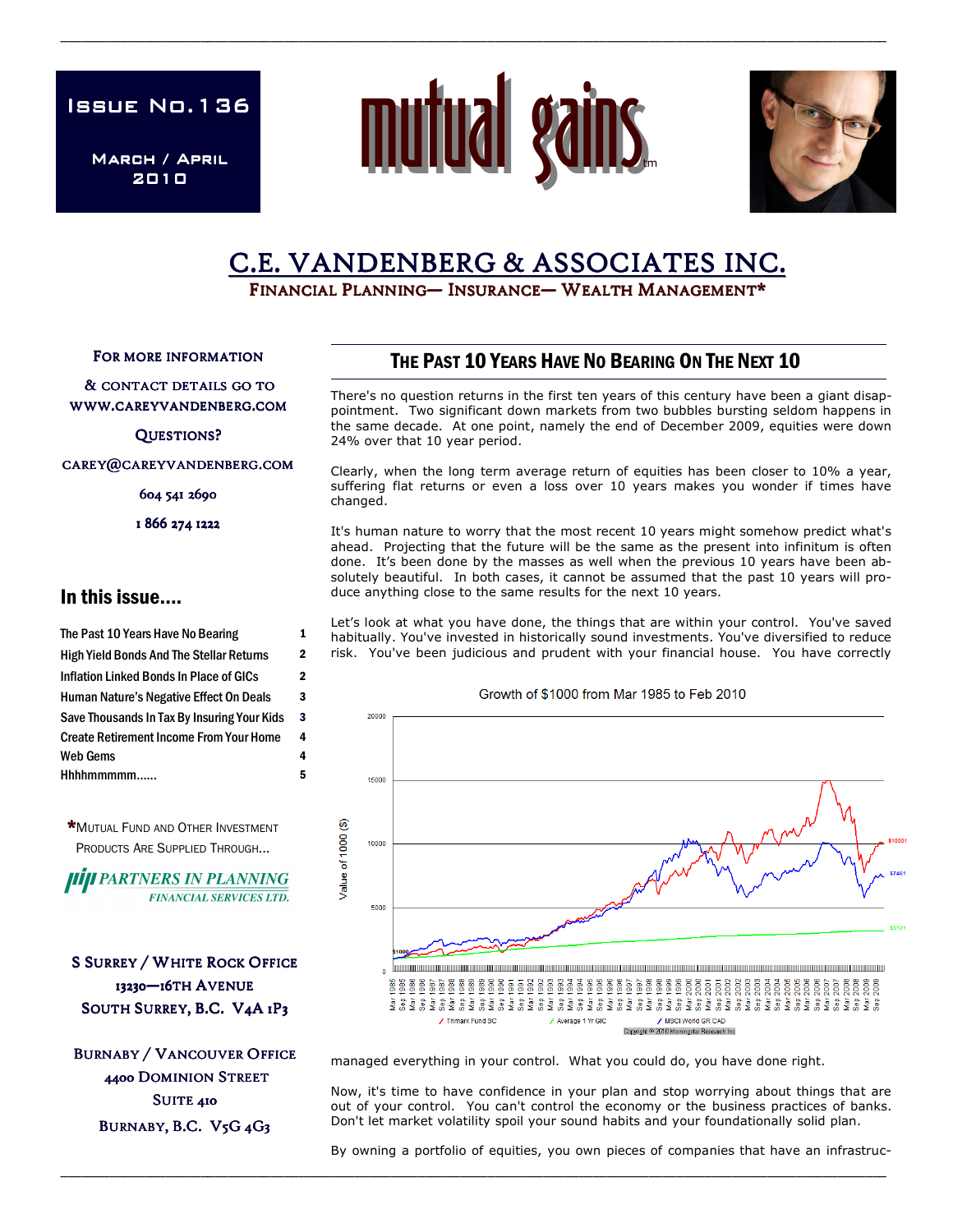Issue No. 136

March / April 2010

# mutual gains™

## C.E. VANDENBERG & ASSOCIATES INC.

FINANCIAL PLANNING— INSURANCE— WEALTH MANAGEMENT*

For more information & contact details go to www.careyvandenberg.com

Questions?

carey@careyvandenberg.com

604 541 2690

1 866 274 1222

### In this issue....

| | |
|---|---|
| The Past 10 Years Have No Bearing | 1 |
| High Yield Bonds And The Stellar Returns | 2 |
| Inflation Linked Bonds In Place of GICs | 2 |
| Human Nature's Negative Effect On Deals | 3 |
| Save Thousands In Tax By Insuring Your Kids | 3 |
| Create Retirement Income From Your Home | 4 |
| Web Gems | 4 |
| Hhhhmmmmm...... | 5 |

*Mutual Fund and Other Investment Products Are Supplied Through...

PARTNERS IN PLANNING FINANCIAL SERVICES LTD.

S Surrey / White Rock Office
13230—16th Avenue
South Surrey, B.C. V4A 1P3

Burnaby / Vancouver Office
4400 Dominion Street
Suite 410
Burnaby, B.C. V5G 4G3

## The Past 10 Years Have No Bearing On The Next 10

There's no question returns in the first ten years of this century have been a giant disappointment. Two significant down markets from two bubbles bursting seldom happens in the same decade. At one point, namely the end of December 2009, equities were down 24% over that 10 year period.

Clearly, when the long term average return of equities has been closer to 10% a year, suffering flat returns or even a loss over 10 years makes you wonder if times have changed.

It's human nature to worry that the most recent 10 years might somehow predict what's ahead. Projecting that the future will be the same as the present into infinitum is often done. It's been done by the masses as well when the previous 10 years have been absolutely beautiful. In both cases, it cannot be assumed that the past 10 years will produce anything close to the same results for the next 10 years.

Let's look at what you have done, the things that are within your control. You've saved habitually. You've invested in historically sound investments. You've diversified to reduce risk. You've been judicious and prudent with your financial house. You have correctly managed everything in your control. What you could do, you have done right.

Growth of $1000 from Mar 1985 to Feb 2010

(Chart: Value of 1000 ($); Trimark Fund SC $10001; MSCI World GR CAD $7451; Average 1 Yr GIC $3171. Copyright © 2010 Morningstar Research Inc)

Now, it's time to have confidence in your plan and stop worrying about things that are out of your control. You can't control the economy or the business practices of banks. Don't let market volatility spoil your sound habits and your foundationally solid plan.

By owning a portfolio of equities, you own pieces of companies that have an infrastruc-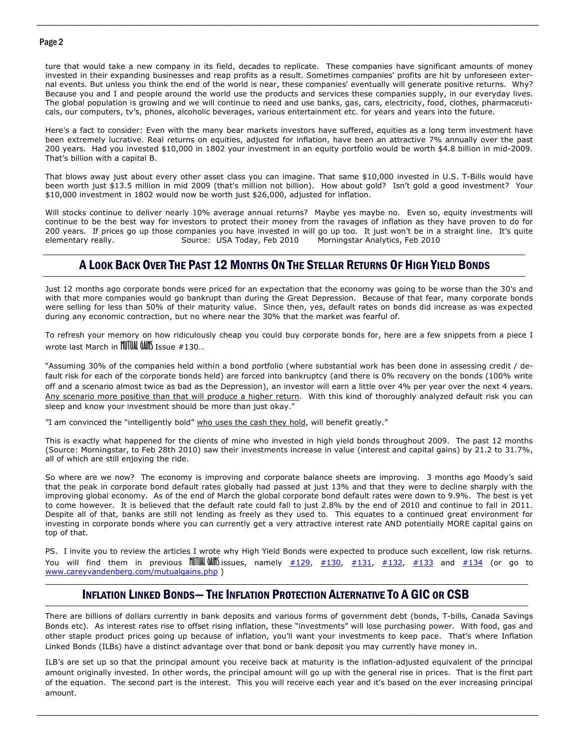ture that would take a new company in its field, decades to replicate. These companies have significant amounts of money invested in their expanding businesses and reap profits as a result. Sometimes companies' profits are hit by unforeseen external events. But unless you think the end of the world is near, these companies' eventually will generate positive returns. Why? Because you and I and people around the world use the products and services these companies supply, in our everyday lives. The global population is growing and we will continue to need and use banks, gas, cars, electricity, food, clothes, pharmaceuticals, our computers, tv's, phones, alcoholic beverages, various entertainment etc. for years and years into the future.

Here's a fact to consider: Even with the many bear markets investors have suffered, equities as a long term investment have been extremely lucrative. Real returns on equities, adjusted for inflation, have been an attractive 7% annually over the past 200 years. Had you invested $10,000 in 1802 your investment in an equity portfolio would be worth $4.8 billion in mid-2009. That's billion with a capital B.

That blows away just about every other asset class you can imagine. That same $10,000 invested in U.S. T-Bills would have been worth just $13.5 million in mid 2009 (that's million not billion). How about gold? Isn't gold a good investment? Your $10,000 investment in 1802 would now be worth just $26,000, adjusted for inflation.

Will stocks continue to deliver nearly 10% average annual returns? Maybe yes maybe no. Even so, equity investments will continue to be the best way for investors to protect their money from the ravages of inflation as they have proven to do for 200 years. If prices go up those companies you have invested in will go up too. It just won't be in a straight line. It's quite elementary really. Source: USA Today, Feb 2010 Morningstar Analytics, Feb 2010

## A Look Back Over The Past 12 Months On The Stellar Returns Of High Yield Bonds

Just 12 months ago corporate bonds were priced for an expectation that the economy was going to be worse than the 30's and with that more companies would go bankrupt than during the Great Depression. Because of that fear, many corporate bonds were selling for less than 50% of their maturity value. Since then, yes, default rates on bonds did increase as was expected during any economic contraction, but no where near the 30% that the market was fearful of.

To refresh your memory on how ridiculously cheap you could buy corporate bonds for, here are a few snippets from a piece I wrote last March in MUTUAL GAINS Issue #130…

"Assuming 30% of the companies held within a bond portfolio (where substantial work has been done in assessing credit / default risk for each of the corporate bonds held) are forced into bankruptcy (and there is 0% recovery on the bonds (100% write off and a scenario almost twice as bad as the Depression), an investor will earn a little over 4% per year over the next 4 years. Any scenario more positive than that will produce a higher return. With this kind of thoroughly analyzed default risk you can sleep and know your investment should be more than just okay."

"I am convinced the "intelligently bold" who uses the cash they hold, will benefit greatly."

This is exactly what happened for the clients of mine who invested in high yield bonds throughout 2009. The past 12 months (Source: Morningstar, to Feb 28th 2010) saw their investments increase in value (interest and capital gains) by 21.2 to 31.7%, all of which are still enjoying the ride.

So where are we now? The economy is improving and corporate balance sheets are improving. 3 months ago Moody's said that the peak in corporate bond default rates globally had passed at just 13% and that they were to decline sharply with the improving global economy. As of the end of March the global corporate bond default rates were down to 9.9%. The best is yet to come however. It is believed that the default rate could fall to just 2.8% by the end of 2010 and continue to fall in 2011. Despite all of that, banks are still not lending as freely as they used to. This equates to a continued great environment for investing in corporate bonds where you can currently get a very attractive interest rate AND potentially MORE capital gains on top of that.

PS. I invite you to review the articles I wrote why High Yield Bonds were expected to produce such excellent, low risk returns. You will find them in previous MUTUAL GAINS issues, namely #129, #130, #131, #132, #133 and #134 (or go to www.careyvandenberg.com/mutualgains.php )

## Inflation Linked Bonds— The Inflation Protection Alternative To A GIC or CSB

There are billions of dollars currently in bank deposits and various forms of government debt (bonds, T-bills, Canada Savings Bonds etc). As interest rates rise to offset rising inflation, these "investments" will lose purchasing power. With food, gas and other staple product prices going up because of inflation, you'll want your investments to keep pace. That's where Inflation Linked Bonds (ILBs) have a distinct advantage over that bond or bank deposit you may currently have money in.

ILB's are set up so that the principal amount you receive back at maturity is the inflation-adjusted equivalent of the principal amount originally invested. In other words, the principal amount will go up with the general rise in prices. That is the first part of the equation. The second part is the interest. This you will receive each year and it's based on the ever increasing principal amount.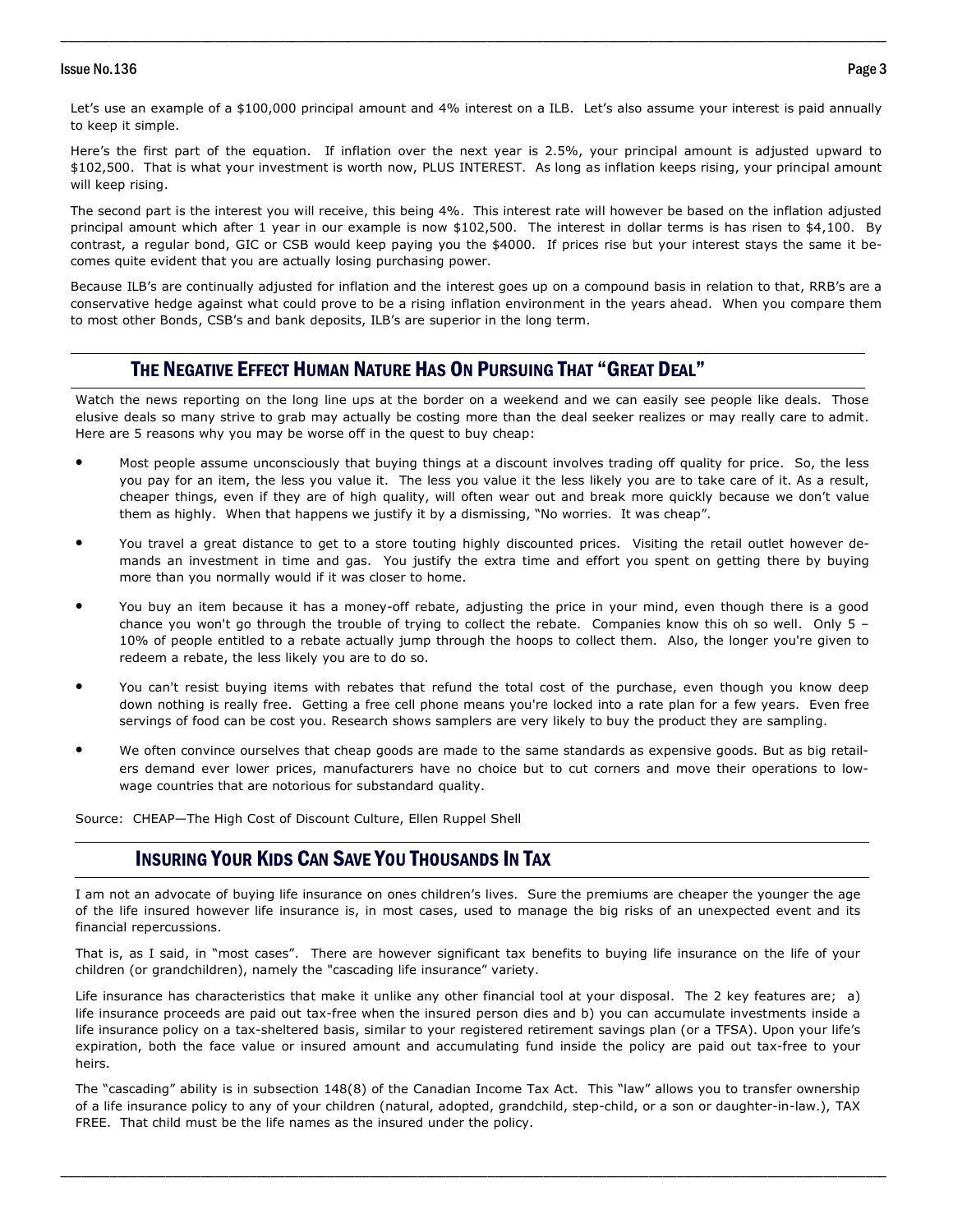Let's use an example of a $100,000 principal amount and 4% interest on a ILB. Let's also assume your interest is paid annually to keep it simple.

Here's the first part of the equation. If inflation over the next year is 2.5%, your principal amount is adjusted upward to $102,500. That is what your investment is worth now, PLUS INTEREST. As long as inflation keeps rising, your principal amount will keep rising.

The second part is the interest you will receive, this being 4%. This interest rate will however be based on the inflation adjusted principal amount which after 1 year in our example is now $102,500. The interest in dollar terms is has risen to $4,100. By contrast, a regular bond, GIC or CSB would keep paying you the $4000. If prices rise but your interest stays the same it becomes quite evident that you are actually losing purchasing power.

Because ILB's are continually adjusted for inflation and the interest goes up on a compound basis in relation to that, RRB's are a conservative hedge against what could prove to be a rising inflation environment in the years ahead. When you compare them to most other Bonds, CSB's and bank deposits, ILB's are superior in the long term.

## The Negative Effect Human Nature Has On Pursuing That "Great Deal"

Watch the news reporting on the long line ups at the border on a weekend and we can easily see people like deals. Those elusive deals so many strive to grab may actually be costing more than the deal seeker realizes or may really care to admit. Here are 5 reasons why you may be worse off in the quest to buy cheap:

- Most people assume unconsciously that buying things at a discount involves trading off quality for price. So, the less you pay for an item, the less you value it. The less you value it the less likely you are to take care of it. As a result, cheaper things, even if they are of high quality, will often wear out and break more quickly because we don't value them as highly. When that happens we justify it by a dismissing, "No worries. It was cheap".
- You travel a great distance to get to a store touting highly discounted prices. Visiting the retail outlet however demands an investment in time and gas. You justify the extra time and effort you spent on getting there by buying more than you normally would if it was closer to home.
- You buy an item because it has a money-off rebate, adjusting the price in your mind, even though there is a good chance you won't go through the trouble of trying to collect the rebate. Companies know this oh so well. Only 5 – 10% of people entitled to a rebate actually jump through the hoops to collect them. Also, the longer you're given to redeem a rebate, the less likely you are to do so.
- You can't resist buying items with rebates that refund the total cost of the purchase, even though you know deep down nothing is really free. Getting a free cell phone means you're locked into a rate plan for a few years. Even free servings of food can be cost you. Research shows samplers are very likely to buy the product they are sampling.
- We often convince ourselves that cheap goods are made to the same standards as expensive goods. But as big retailers demand ever lower prices, manufacturers have no choice but to cut corners and move their operations to low-wage countries that are notorious for substandard quality.

Source: CHEAP—The High Cost of Discount Culture, Ellen Ruppel Shell

## Insuring Your Kids Can Save You Thousands In Tax

I am not an advocate of buying life insurance on ones children's lives. Sure the premiums are cheaper the younger the age of the life insured however life insurance is, in most cases, used to manage the big risks of an unexpected event and its financial repercussions.

That is, as I said, in "most cases". There are however significant tax benefits to buying life insurance on the life of your children (or grandchildren), namely the "cascading life insurance" variety.

Life insurance has characteristics that make it unlike any other financial tool at your disposal. The 2 key features are; a) life insurance proceeds are paid out tax-free when the insured person dies and b) you can accumulate investments inside a life insurance policy on a tax-sheltered basis, similar to your registered retirement savings plan (or a TFSA). Upon your life's expiration, both the face value or insured amount and accumulating fund inside the policy are paid out tax-free to your heirs.

The "cascading" ability is in subsection 148(8) of the Canadian Income Tax Act. This "law" allows you to transfer ownership of a life insurance policy to any of your children (natural, adopted, grandchild, step-child, or a son or daughter-in-law.), TAX FREE. That child must be the life names as the insured under the policy.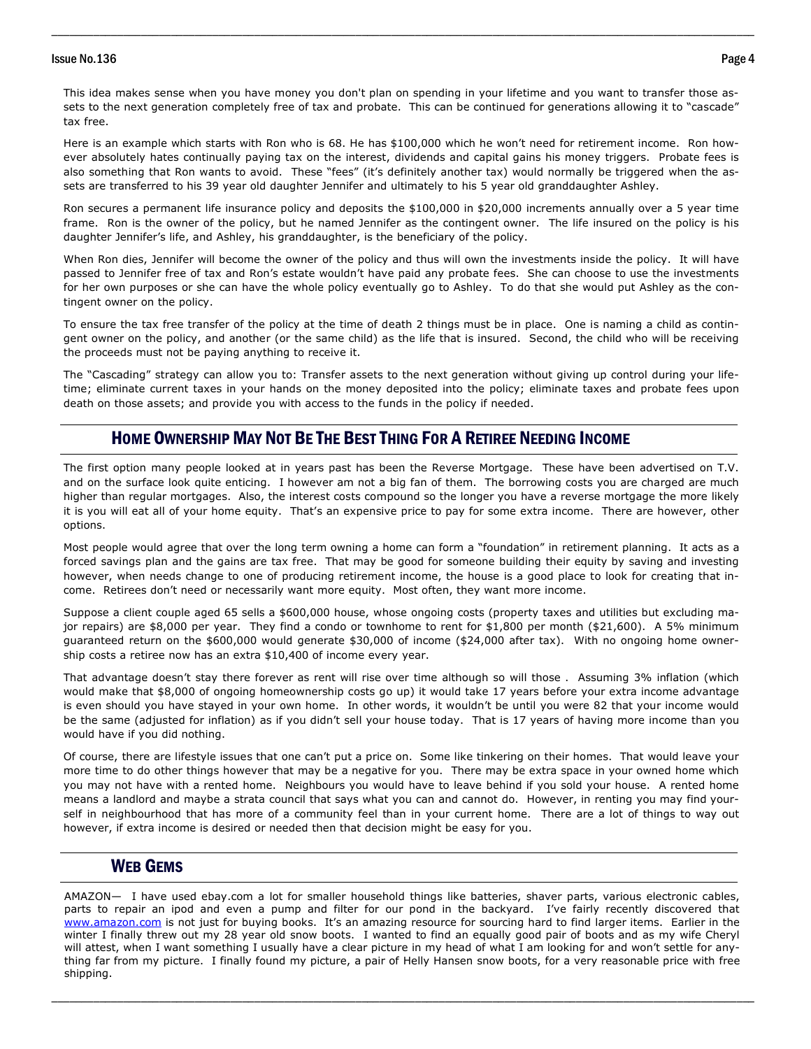This idea makes sense when you have money you don't plan on spending in your lifetime and you want to transfer those assets to the next generation completely free of tax and probate. This can be continued for generations allowing it to "cascade" tax free.

Here is an example which starts with Ron who is 68. He has $100,000 which he won't need for retirement income. Ron however absolutely hates continually paying tax on the interest, dividends and capital gains his money triggers. Probate fees is also something that Ron wants to avoid. These "fees" (it's definitely another tax) would normally be triggered when the assets are transferred to his 39 year old daughter Jennifer and ultimately to his 5 year old granddaughter Ashley.

Ron secures a permanent life insurance policy and deposits the $100,000 in $20,000 increments annually over a 5 year time frame. Ron is the owner of the policy, but he named Jennifer as the contingent owner. The life insured on the policy is his daughter Jennifer's life, and Ashley, his granddaughter, is the beneficiary of the policy.

When Ron dies, Jennifer will become the owner of the policy and thus will own the investments inside the policy. It will have passed to Jennifer free of tax and Ron's estate wouldn't have paid any probate fees. She can choose to use the investments for her own purposes or she can have the whole policy eventually go to Ashley. To do that she would put Ashley as the contingent owner on the policy.

To ensure the tax free transfer of the policy at the time of death 2 things must be in place. One is naming a child as contingent owner on the policy, and another (or the same child) as the life that is insured. Second, the child who will be receiving the proceeds must not be paying anything to receive it.

The "Cascading" strategy can allow you to: Transfer assets to the next generation without giving up control during your lifetime; eliminate current taxes in your hands on the money deposited into the policy; eliminate taxes and probate fees upon death on those assets; and provide you with access to the funds in the policy if needed.

## Home Ownership May Not Be The Best Thing For A Retiree Needing Income

The first option many people looked at in years past has been the Reverse Mortgage. These have been advertised on T.V. and on the surface look quite enticing. I however am not a big fan of them. The borrowing costs you are charged are much higher than regular mortgages. Also, the interest costs compound so the longer you have a reverse mortgage the more likely it is you will eat all of your home equity. That's an expensive price to pay for some extra income. There are however, other options.

Most people would agree that over the long term owning a home can form a "foundation" in retirement planning. It acts as a forced savings plan and the gains are tax free. That may be good for someone building their equity by saving and investing however, when needs change to one of producing retirement income, the house is a good place to look for creating that income. Retirees don't need or necessarily want more equity. Most often, they want more income.

Suppose a client couple aged 65 sells a $600,000 house, whose ongoing costs (property taxes and utilities but excluding major repairs) are $8,000 per year. They find a condo or townhome to rent for $1,800 per month ($21,600). A 5% minimum guaranteed return on the $600,000 would generate $30,000 of income ($24,000 after tax). With no ongoing home ownership costs a retiree now has an extra $10,400 of income every year.

That advantage doesn't stay there forever as rent will rise over time although so will those . Assuming 3% inflation (which would make that $8,000 of ongoing homeownership costs go up) it would take 17 years before your extra income advantage is even should you have stayed in your own home. In other words, it wouldn't be until you were 82 that your income would be the same (adjusted for inflation) as if you didn't sell your house today. That is 17 years of having more income than you would have if you did nothing.

Of course, there are lifestyle issues that one can't put a price on. Some like tinkering on their homes. That would leave your more time to do other things however that may be a negative for you. There may be extra space in your owned home which you may not have with a rented home. Neighbours you would have to leave behind if you sold your house. A rented home means a landlord and maybe a strata council that says what you can and cannot do. However, in renting you may find yourself in neighbourhood that has more of a community feel than in your current home. There are a lot of things to way out however, if extra income is desired or needed then that decision might be easy for you.

## Web Gems

AMAZON— I have used ebay.com a lot for smaller household things like batteries, shaver parts, various electronic cables, parts to repair an ipod and even a pump and filter for our pond in the backyard. I've fairly recently discovered that www.amazon.com is not just for buying books. It's an amazing resource for sourcing hard to find larger items. Earlier in the winter I finally threw out my 28 year old snow boots. I wanted to find an equally good pair of boots and as my wife Cheryl will attest, when I want something I usually have a clear picture in my head of what I am looking for and won't settle for anything far from my picture. I finally found my picture, a pair of Helly Hansen snow boots, for a very reasonable price with free shipping.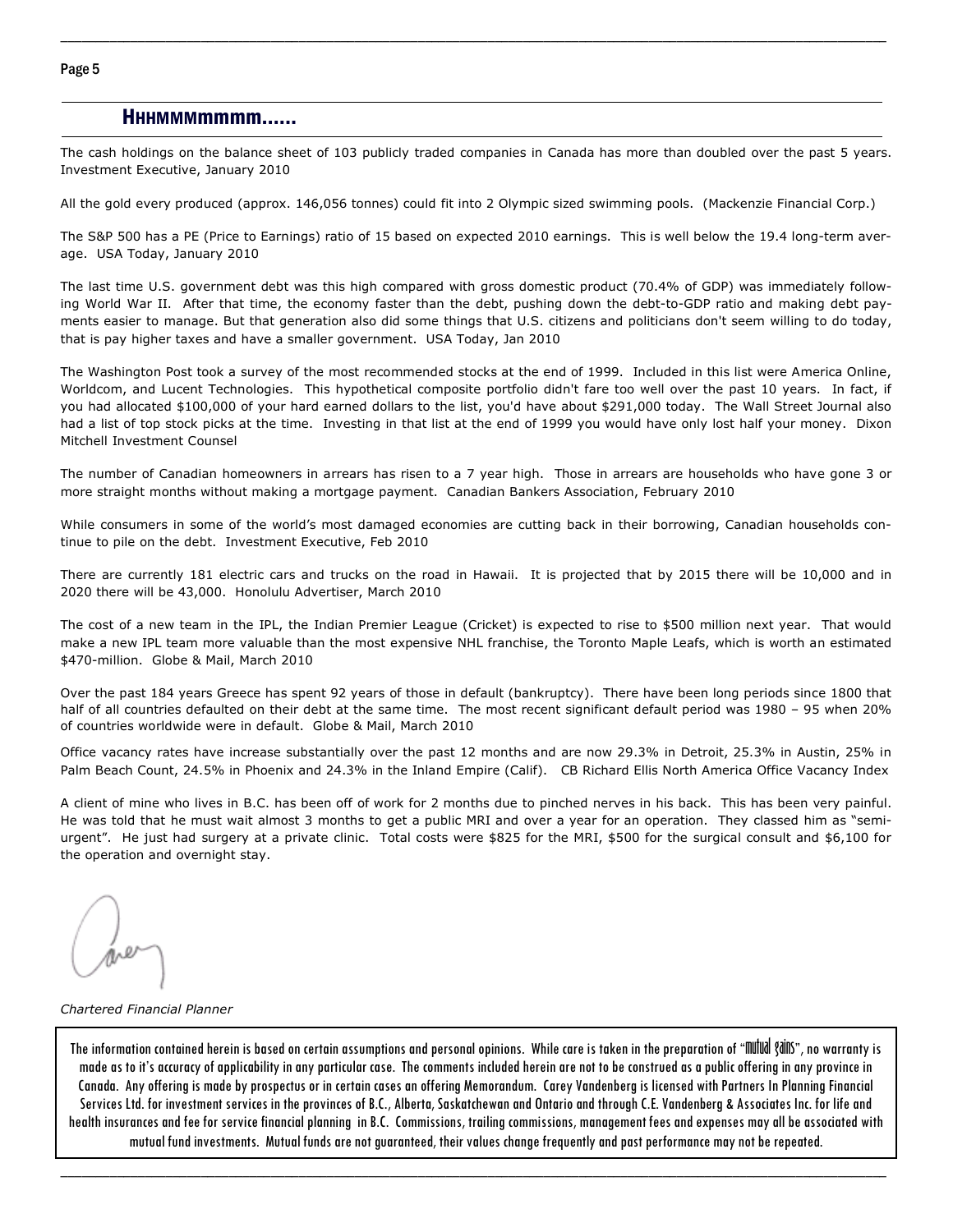## Hhhmmmmmmm……

The cash holdings on the balance sheet of 103 publicly traded companies in Canada has more than doubled over the past 5 years. Investment Executive, January 2010

All the gold every produced (approx. 146,056 tonnes) could fit into 2 Olympic sized swimming pools. (Mackenzie Financial Corp.)

The S&P 500 has a PE (Price to Earnings) ratio of 15 based on expected 2010 earnings. This is well below the 19.4 long-term average. USA Today, January 2010

The last time U.S. government debt was this high compared with gross domestic product (70.4% of GDP) was immediately following World War II. After that time, the economy faster than the debt, pushing down the debt-to-GDP ratio and making debt payments easier to manage. But that generation also did some things that U.S. citizens and politicians don't seem willing to do today, that is pay higher taxes and have a smaller government. USA Today, Jan 2010

The Washington Post took a survey of the most recommended stocks at the end of 1999. Included in this list were America Online, Worldcom, and Lucent Technologies. This hypothetical composite portfolio didn't fare too well over the past 10 years. In fact, if you had allocated $100,000 of your hard earned dollars to the list, you'd have about $291,000 today. The Wall Street Journal also had a list of top stock picks at the time. Investing in that list at the end of 1999 you would have only lost half your money. Dixon Mitchell Investment Counsel

The number of Canadian homeowners in arrears has risen to a 7 year high. Those in arrears are households who have gone 3 or more straight months without making a mortgage payment. Canadian Bankers Association, February 2010

While consumers in some of the world's most damaged economies are cutting back in their borrowing, Canadian households continue to pile on the debt. Investment Executive, Feb 2010

There are currently 181 electric cars and trucks on the road in Hawaii. It is projected that by 2015 there will be 10,000 and in 2020 there will be 43,000. Honolulu Advertiser, March 2010

The cost of a new team in the IPL, the Indian Premier League (Cricket) is expected to rise to $500 million next year. That would make a new IPL team more valuable than the most expensive NHL franchise, the Toronto Maple Leafs, which is worth an estimated $470-million. Globe & Mail, March 2010

Over the past 184 years Greece has spent 92 years of those in default (bankruptcy). There have been long periods since 1800 that half of all countries defaulted on their debt at the same time. The most recent significant default period was 1980 – 95 when 20% of countries worldwide were in default. Globe & Mail, March 2010

Office vacancy rates have increase substantially over the past 12 months and are now 29.3% in Detroit, 25.3% in Austin, 25% in Palm Beach Count, 24.5% in Phoenix and 24.3% in the Inland Empire (Calif). CB Richard Ellis North America Office Vacancy Index

A client of mine who lives in B.C. has been off of work for 2 months due to pinched nerves in his back. This has been very painful. He was told that he must wait almost 3 months to get a public MRI and over a year for an operation. They classed him as "semi-urgent". He just had surgery at a private clinic. Total costs were $825 for the MRI, $500 for the surgical consult and $6,100 for the operation and overnight stay.

Carey

*Chartered Financial Planner*

The information contained herein is based on certain assumptions and personal opinions. While care is taken in the preparation of "mutual gains", no warranty is made as to it's accuracy of applicability in any particular case. The comments included herein are not to be construed as a public offering in any province in Canada. Any offering is made by prospectus or in certain cases an offering Memorandum. Carey Vandenberg is licensed with Partners In Planning Financial Services Ltd. for investment services in the provinces of B.C., Alberta, Saskatchewan and Ontario and through C.E. Vandenberg & Associates Inc. for life and health insurances and fee for service financial planning in B.C. Commissions, trailing commissions, management fees and expenses may all be associated with mutual fund investments. Mutual funds are not guaranteed, their values change frequently and past performance may not be repeated.